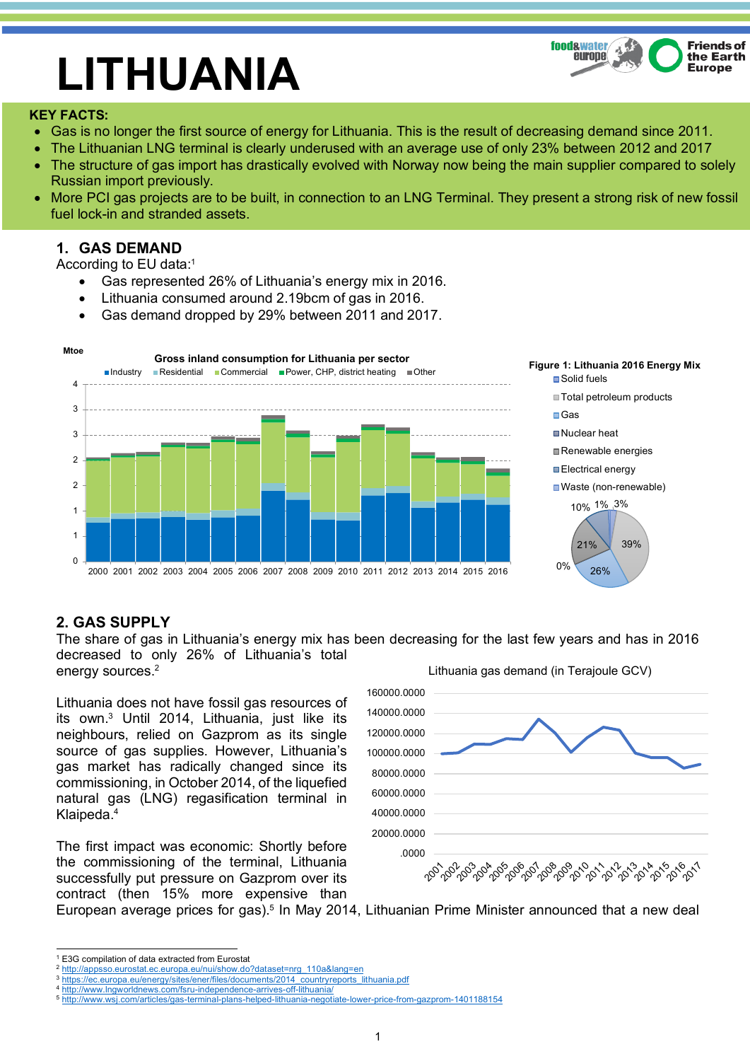# LITHUANIA

**KEY FACTS:**

- Gas is no longer the first source of energy for Lithuania. This is the result of decreasing demand since 2011.
- The Lithuanian LNG terminal is clearly underused with an average use of only 23% between 2012 and 2017
- The structure of gas import has drastically evolved with Norway now being the main supplier compared to solely Russian import previously.
- More PCI gas projects are to be built, in connection to an LNG Terminal. They present a strong risk of new fossil fuel lock-in and stranded assets.

## 1. GAS DEMAND

According to EU data:[1]

- Gas represented 26% of Lithuania's energy mix in 2016.
- Lithuania consumed around 2.19bcm of gas in 2016.
- Gas demand dropped by 29% between 2011 and 2017.

Gross inland consumption for Lithuania per sector (Mtoe)

Figure 1: Lithuania 2016 Energy Mix

## 2. GAS SUPPLY

The share of gas in Lithuania's energy mix has been decreasing for the last few years and has in 2016 decreased to only 26% of Lithuania's total energy sources.[2]

Lithuania gas demand (in Terajoule GCV)

Lithuania does not have fossil gas resources of its own.[3] Until 2014, Lithuania, just like its neighbours, relied on Gazprom as its single source of gas supplies. However, Lithuania's gas market has radically changed since its commissioning, in October 2014, of the liquefied natural gas (LNG) regasification terminal in Klaipeda.[4]

The first impact was economic: Shortly before the commissioning of the terminal, Lithuania successfully put pressure on Gazprom over its contract (then 15% more expensive than European average prices for gas).[5] In May 2014, Lithuanian Prime Minister announced that a new deal

---

[1] E3G compilation of data extracted from Eurostat
[2] http://appsso.eurostat.ec.europa.eu/nui/show.do?dataset=nrg_110a&lang=en
[3] https://ec.europa.eu/energy/sites/ener/files/documents/2014_countryreports_lithuania.pdf
[4] http://www.lngworldnews.com/fsru-independence-arrives-off-lithuania/
[5] http://www.wsj.com/articles/gas-terminal-plans-helped-lithuania-negotiate-lower-price-from-gazprom-1401188154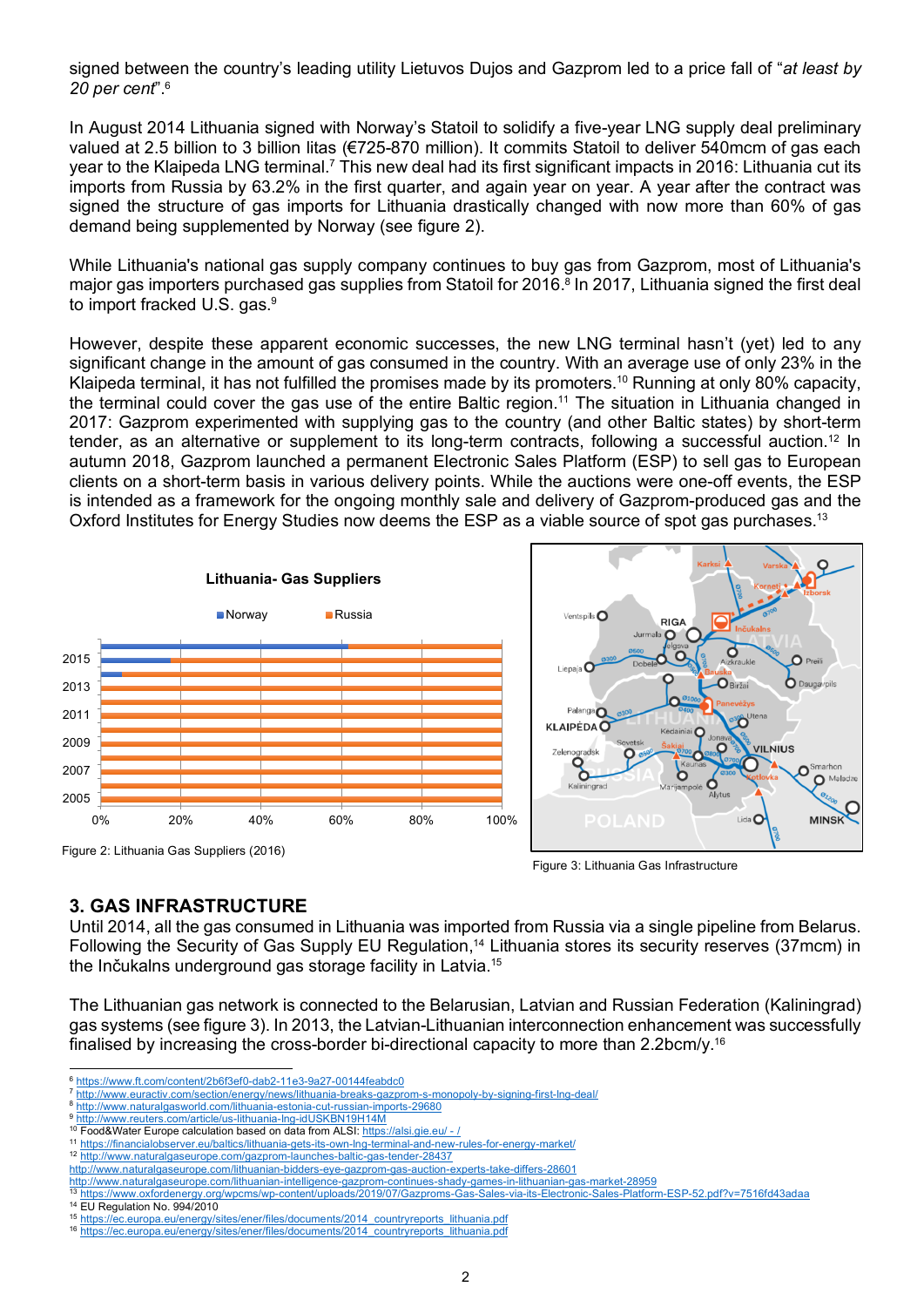signed between the country's leading utility Lietuvos Dujos and Gazprom led to a price fall of "*at least by 20 per cent*".[6]

In August 2014 Lithuania signed with Norway's Statoil to solidify a five-year LNG supply deal preliminary valued at 2.5 billion to 3 billion litas (€725-870 million). It commits Statoil to deliver 540mcm of gas each year to the Klaipeda LNG terminal.[7] This new deal had its first significant impacts in 2016: Lithuania cut its imports from Russia by 63.2% in the first quarter, and again year on year. A year after the contract was signed the structure of gas imports for Lithuania drastically changed with now more than 60% of gas demand being supplemented by Norway (see figure 2).

While Lithuania's national gas supply company continues to buy gas from Gazprom, most of Lithuania's major gas importers purchased gas supplies from Statoil for 2016.[8] In 2017, Lithuania signed the first deal to import fracked U.S. gas.[9]

However, despite these apparent economic successes, the new LNG terminal hasn't (yet) led to any significant change in the amount of gas consumed in the country. With an average use of only 23% in the Klaipeda terminal, it has not fulfilled the promises made by its promoters.[10] Running at only 80% capacity, the terminal could cover the gas use of the entire Baltic region.[11] The situation in Lithuania changed in 2017: Gazprom experimented with supplying gas to the country (and other Baltic states) by short-term tender, as an alternative or supplement to its long-term contracts, following a successful auction.[12] In autumn 2018, Gazprom launched a permanent Electronic Sales Platform (ESP) to sell gas to European clients on a short-term basis in various delivery points. While the auctions were one-off events, the ESP is intended as a framework for the ongoing monthly sale and delivery of Gazprom-produced gas and the Oxford Institutes for Energy Studies now deems the ESP as a viable source of spot gas purchases.[13]

Figure 2: Lithuania Gas Suppliers (2016)

Figure 3: Lithuania Gas Infrastructure

## 3. GAS INFRASTRUCTURE

Until 2014, all the gas consumed in Lithuania was imported from Russia via a single pipeline from Belarus. Following the Security of Gas Supply EU Regulation,[14] Lithuania stores its security reserves (37mcm) in the Inčukalns underground gas storage facility in Latvia.[15]

The Lithuanian gas network is connected to the Belarusian, Latvian and Russian Federation (Kaliningrad) gas systems (see figure 3). In 2013, the Latvian-Lithuanian interconnection enhancement was successfully finalised by increasing the cross-border bi-directional capacity to more than 2.2bcm/y.[16]

---

[6] https://www.ft.com/content/2b6f3ef0-dab2-11e3-9a27-00144feabdc0
[7] http://www.euractiv.com/section/energy/news/lithuania-breaks-gazprom-s-monopoly-by-signing-first-lng-deal/
[8] http://www.naturalgasworld.com/lithuania-estonia-cut-russian-imports-29680
[9] http://www.reuters.com/article/us-lithuania-lng-idUSKBN19H14M
[10] Food&Water Europe calculation based on data from ALSI: https://alsi.gie.eu/ - /
[11] https://financialobserver.eu/baltics/lithuania-gets-its-own-lng-terminal-and-new-rules-for-energy-market/
[12] http://www.naturalgaseurope.com/gazprom-launches-baltic-gas-tender-28437
http://www.naturalgaseurope.com/lithuanian-bidders-eye-gazprom-gas-auction-experts-take-differs-28601
http://www.naturalgaseurope.com/lithuanian-intelligence-gazprom-continues-shady-games-in-lithuanian-gas-market-28959
[13] https://www.oxfordenergy.org/wpcms/wp-content/uploads/2019/07/Gazproms-Gas-Sales-via-its-Electronic-Sales-Platform-ESP-52.pdf?v=7516fd43adaa
[14] EU Regulation No. 994/2010
[15] https://ec.europa.eu/energy/sites/ener/files/documents/2014_countryreports_lithuania.pdf
[16] https://ec.europa.eu/energy/sites/ener/files/documents/2014_countryreports_lithuania.pdf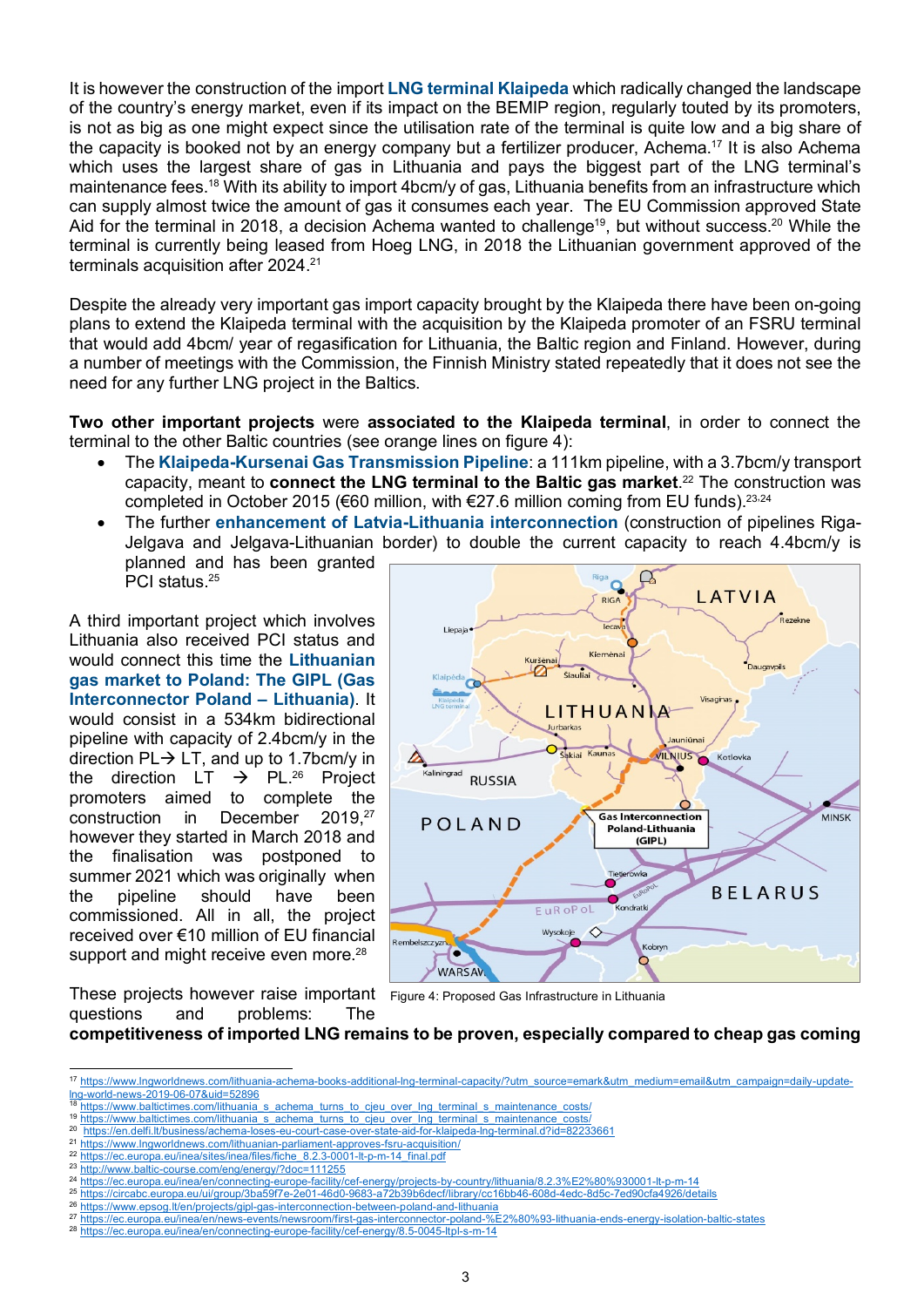It is however the construction of the import **LNG terminal Klaipeda** which radically changed the landscape of the country's energy market, even if its impact on the BEMIP region, regularly touted by its promoters, is not as big as one might expect since the utilisation rate of the terminal is quite low and a big share of the capacity is booked not by an energy company but a fertilizer producer, Achema.[17] It is also Achema which uses the largest share of gas in Lithuania and pays the biggest part of the LNG terminal's maintenance fees.[18] With its ability to import 4bcm/y of gas, Lithuania benefits from an infrastructure which can supply almost twice the amount of gas it consumes each year. The EU Commission approved State Aid for the terminal in 2018, a decision Achema wanted to challenge[19], but without success.[20] While the terminal is currently being leased from Hoeg LNG, in 2018 the Lithuanian government approved of the terminals acquisition after 2024.[21]

Despite the already very important gas import capacity brought by the Klaipeda there have been on-going plans to extend the Klaipeda terminal with the acquisition by the Klaipeda promoter of an FSRU terminal that would add 4bcm/ year of regasification for Lithuania, the Baltic region and Finland. However, during a number of meetings with the Commission, the Finnish Ministry stated repeatedly that it does not see the need for any further LNG project in the Baltics.

**Two other important projects** were **associated to the Klaipeda terminal**, in order to connect the terminal to the other Baltic countries (see orange lines on figure 4):

- The **Klaipeda-Kursenai Gas Transmission Pipeline**: a 111km pipeline, with a 3.7bcm/y transport capacity, meant to **connect the LNG terminal to the Baltic gas market**.[22] The construction was completed in October 2015 (€60 million, with €27.6 million coming from EU funds).[23,24]
- The further **enhancement of Latvia-Lithuania interconnection** (construction of pipelines Riga-Jelgava and Jelgava-Lithuanian border) to double the current capacity to reach 4.4bcm/y is planned and has been granted PCI status.[25]

A third important project which involves Lithuania also received PCI status and would connect this time the **Lithuanian gas market to Poland: The GIPL (Gas Interconnector Poland – Lithuania)**. It would consist in a 534km bidirectional pipeline with capacity of 2.4bcm/y in the direction PL→ LT, and up to 1.7bcm/y in the direction LT → PL.[26] Project promoters aimed to complete the construction in December 2019,[27] however they started in March 2018 and the finalisation was postponed to summer 2021 which was originally when the pipeline should have been commissioned. All in all, the project received over €10 million of EU financial support and might receive even more.[28]

Figure 4: Proposed Gas Infrastructure in Lithuania

These projects however raise important questions and problems: The **competitiveness of imported LNG remains to be proven, especially compared to cheap gas coming**

---

[17] https://www.lngworldnews.com/lithuania-achema-books-additional-lng-terminal-capacity/?utm_source=emark&utm_medium=email&utm_campaign=daily-update-lng-world-news-2019-06-07&uid=52896
[18] https://www.baltictimes.com/lithuania_s_achema_turns_to_cjeu_over_lng_terminal_s_maintenance_costs/
[19] https://www.baltictimes.com/lithuania_s_achema_turns_to_cjeu_over_lng_terminal_s_maintenance_costs/
[20] https://en.delfi.lt/business/achema-loses-eu-court-case-over-state-aid-for-klaipeda-lng-terminal.d?id=82233661
[21] https://www.lngworldnews.com/lithuanian-parliament-approves-fsru-acquisition/
[22] https://ec.europa.eu/inea/sites/inea/files/fiche_8.2.3-0001-lt-p-m-14_final.pdf
[23] http://www.baltic-course.com/eng/energy/?doc=111255
[24] https://ec.europa.eu/inea/en/connecting-europe-facility/cef-energy/projects-by-country/lithuania/8.2.3%E2%80%930001-lt-p-m-14
[25] https://circabc.europa.eu/ui/group/3ba59f7e-2e01-46d0-9683-a72b39b6decf/library/cc16bb46-608d-4edc-8d5c-7ed90cfa4926/details
[26] https://www.epsog.lt/en/projects/gipl-gas-interconnection-between-poland-and-lithuania
[27] https://ec.europa.eu/inea/en/news-events/newsroom/first-gas-interconnector-poland-%E2%80%93-lithuania-ends-energy-isolation-baltic-states
[28] https://ec.europa.eu/inea/en/connecting-europe-facility/cef-energy/8.5-0045-ltpl-s-m-14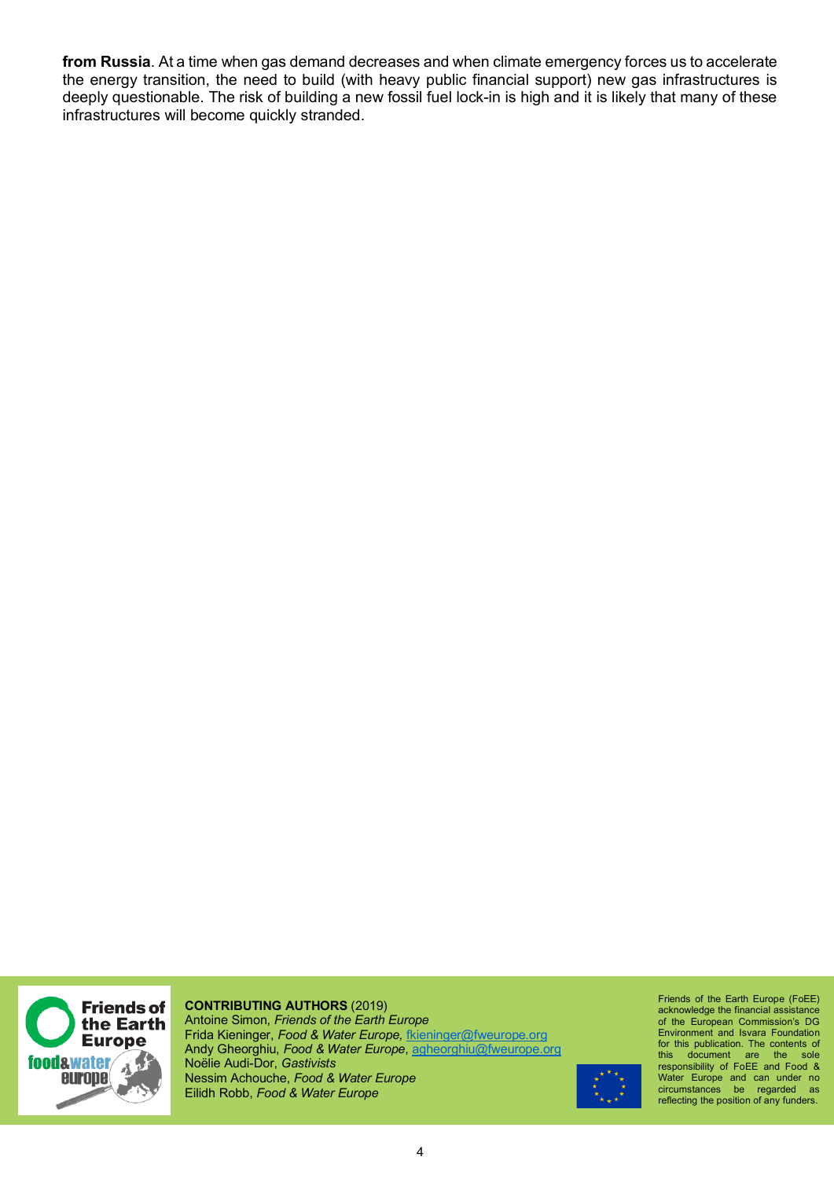**from Russia**. At a time when gas demand decreases and when climate emergency forces us to accelerate the energy transition, the need to build (with heavy public financial support) new gas infrastructures is deeply questionable. The risk of building a new fossil fuel lock-in is high and it is likely that many of these infrastructures will become quickly stranded.

**CONTRIBUTING AUTHORS** (2019)
Antoine Simon, *Friends of the Earth Europe*
Frida Kieninger, *Food & Water Europe,* fkieninger@fweurope.org
Andy Gheorghiu, *Food & Water Europe*, agheorghiu@fweurope.org
Noëlie Audi-Dor, *Gastivists*
Nessim Achouche, *Food & Water Europe*
Eilidh Robb, *Food & Water Europe*

Friends of the Earth Europe (FoEE) acknowledge the financial assistance of the European Commission's DG Environment and Isvara Foundation for this publication. The contents of this document are the sole responsibility of FoEE and Food & Water Europe and can under no circumstances be regarded as reflecting the position of any funders.